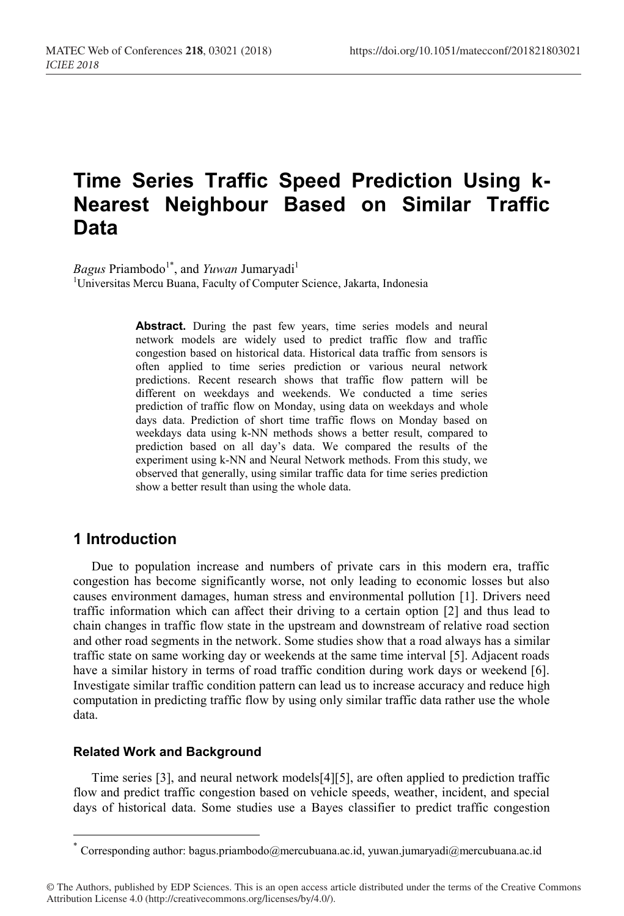# Time Series Traffic Speed Prediction Using k-Nearest Neighbour Based on Similar Traffic Data

*Bagus* Priambodo[1*], and *Yuwan* Jumaryadi[1]

[1]Universitas Mercu Buana, Faculty of Computer Science, Jakarta, Indonesia

**Abstract.** During the past few years, time series models and neural network models are widely used to predict traffic flow and traffic congestion based on historical data. Historical data traffic from sensors is often applied to time series prediction or various neural network predictions. Recent research shows that traffic flow pattern will be different on weekdays and weekends. We conducted a time series prediction of traffic flow on Monday, using data on weekdays and whole days data. Prediction of short time traffic flows on Monday based on weekdays data using k-NN methods shows a better result, compared to prediction based on all day's data. We compared the results of the experiment using k-NN and Neural Network methods. From this study, we observed that generally, using similar traffic data for time series prediction show a better result than using the whole data.

## 1 Introduction

Due to population increase and numbers of private cars in this modern era, traffic congestion has become significantly worse, not only leading to economic losses but also causes environment damages, human stress and environmental pollution [1]. Drivers need traffic information which can affect their driving to a certain option [2] and thus lead to chain changes in traffic flow state in the upstream and downstream of relative road section and other road segments in the network. Some studies show that a road always has a similar traffic state on same working day or weekends at the same time interval [5]. Adjacent roads have a similar history in terms of road traffic condition during work days or weekend [6]. Investigate similar traffic condition pattern can lead us to increase accuracy and reduce high computation in predicting traffic flow by using only similar traffic data rather use the whole data.

### Related Work and Background

Time series [3], and neural network models[4][5], are often applied to prediction traffic flow and predict traffic congestion based on vehicle speeds, weather, incident, and special days of historical data. Some studies use a Bayes classifier to predict traffic congestion

[*] Corresponding author: bagus.priambodo@mercubuana.ac.id, yuwan.jumaryadi@mercubuana.ac.id

© The Authors, published by EDP Sciences. This is an open access article distributed under the terms of the Creative Commons Attribution License 4.0 (http://creativecommons.org/licenses/by/4.0/).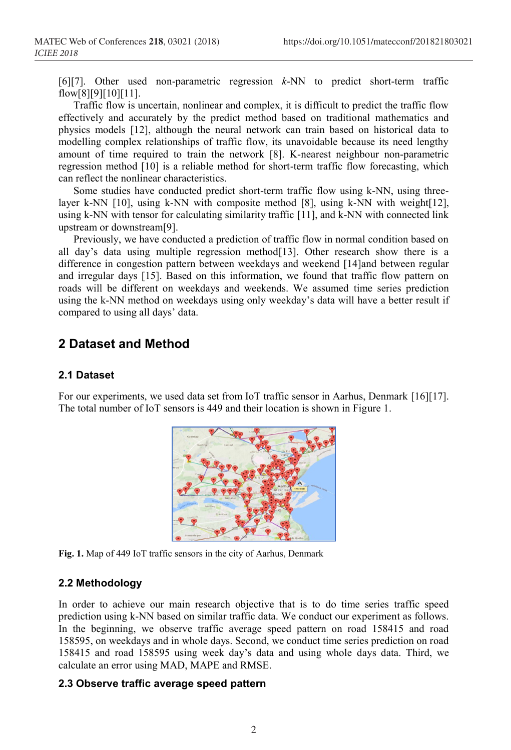[6][7]. Other used non-parametric regression *k*-NN to predict short-term traffic flow[8][9][10][11].

Traffic flow is uncertain, nonlinear and complex, it is difficult to predict the traffic flow effectively and accurately by the predict method based on traditional mathematics and physics models [12], although the neural network can train based on historical data to modelling complex relationships of traffic flow, its unavoidable because its need lengthy amount of time required to train the network [8]. K-nearest neighbour non-parametric regression method [10] is a reliable method for short-term traffic flow forecasting, which can reflect the nonlinear characteristics.

Some studies have conducted predict short-term traffic flow using k-NN, using three-layer k-NN [10], using k-NN with composite method [8], using k-NN with weight[12], using k-NN with tensor for calculating similarity traffic [11], and k-NN with connected link upstream or downstream[9].

Previously, we have conducted a prediction of traffic flow in normal condition based on all day's data using multiple regression method[13]. Other research show there is a difference in congestion pattern between weekdays and weekend [14]and between regular and irregular days [15]. Based on this information, we found that traffic flow pattern on roads will be different on weekdays and weekends. We assumed time series prediction using the k-NN method on weekdays using only weekday's data will have a better result if compared to using all days' data.

## 2 Dataset and Method

### 2.1 Dataset

For our experiments, we used data set from IoT traffic sensor in Aarhus, Denmark [16][17]. The total number of IoT sensors is 449 and their location is shown in Figure 1.

**Fig. 1.** Map of 449 IoT traffic sensors in the city of Aarhus, Denmark

### 2.2 Methodology

In order to achieve our main research objective that is to do time series traffic speed prediction using k-NN based on similar traffic data. We conduct our experiment as follows. In the beginning, we observe traffic average speed pattern on road 158415 and road 158595, on weekdays and in whole days. Second, we conduct time series prediction on road 158415 and road 158595 using week day's data and using whole days data. Third, we calculate an error using MAD, MAPE and RMSE.

### 2.3 Observe traffic average speed pattern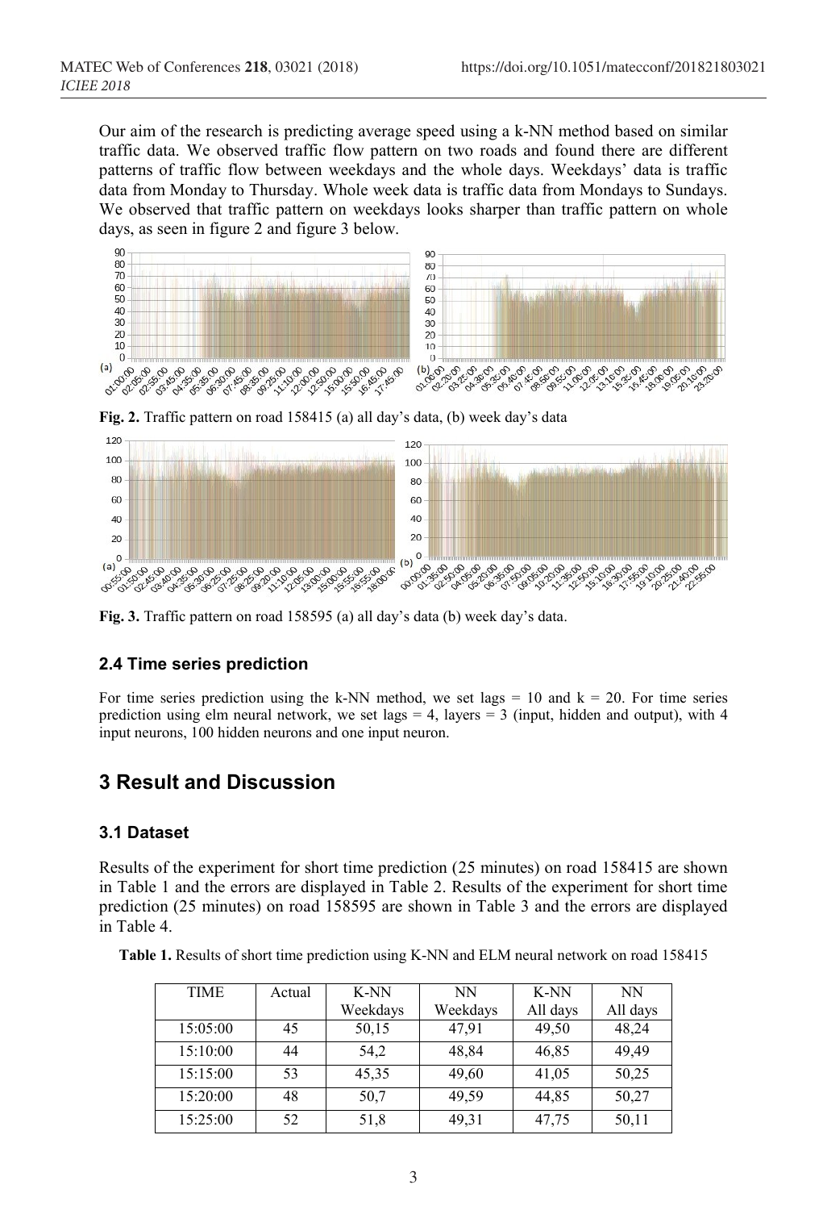Our aim of the research is predicting average speed using a k-NN method based on similar traffic data. We observed traffic flow pattern on two roads and found there are different patterns of traffic flow between weekdays and the whole days. Weekdays' data is traffic data from Monday to Thursday. Whole week data is traffic data from Mondays to Sundays. We observed that traffic pattern on weekdays looks sharper than traffic pattern on whole days, as seen in figure 2 and figure 3 below.

**Fig. 2.** Traffic pattern on road 158415 (a) all day's data, (b) week day's data

**Fig. 3.** Traffic pattern on road 158595 (a) all day's data (b) week day's data.

### 2.4 Time series prediction

For time series prediction using the k-NN method, we set lags = 10 and k = 20. For time series prediction using elm neural network, we set lags = 4, layers = 3 (input, hidden and output), with 4 input neurons, 100 hidden neurons and one input neuron.

## 3 Result and Discussion

### 3.1 Dataset

Results of the experiment for short time prediction (25 minutes) on road 158415 are shown in Table 1 and the errors are displayed in Table 2. Results of the experiment for short time prediction (25 minutes) on road 158595 are shown in Table 3 and the errors are displayed in Table 4.

**Table 1.** Results of short time prediction using K-NN and ELM neural network on road 158415

| TIME | Actual | K-NN Weekdays | NN Weekdays | K-NN All days | NN All days |
|---|---|---|---|---|---|
| 15:05:00 | 45 | 50,15 | 47,91 | 49,50 | 48,24 |
| 15:10:00 | 44 | 54,2 | 48,84 | 46,85 | 49,49 |
| 15:15:00 | 53 | 45,35 | 49,60 | 41,05 | 50,25 |
| 15:20:00 | 48 | 50,7 | 49,59 | 44,85 | 50,27 |
| 15:25:00 | 52 | 51,8 | 49,31 | 47,75 | 50,11 |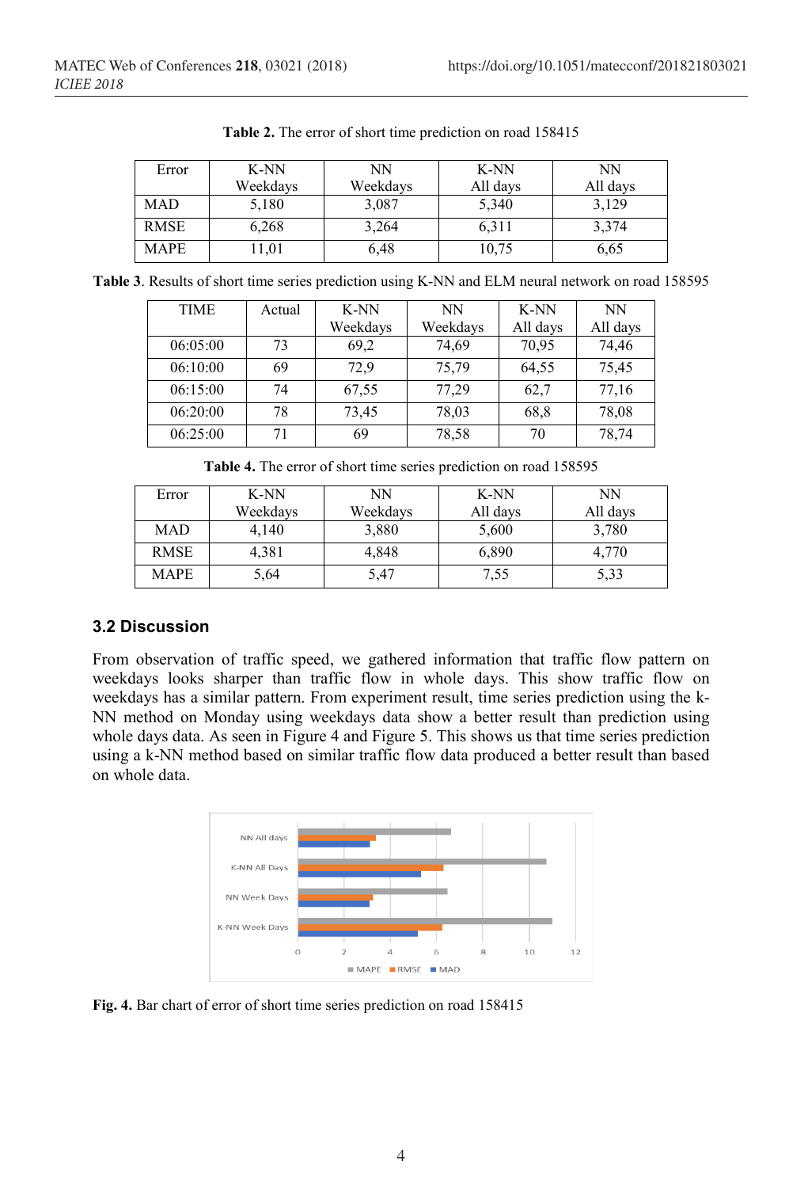**Table 2.** The error of short time prediction on road 158415

| Error | K-NN Weekdays | NN Weekdays | K-NN All days | NN All days |
|---|---|---|---|---|
| MAD | 5,180 | 3,087 | 5,340 | 3,129 |
| RMSE | 6,268 | 3,264 | 6,311 | 3,374 |
| MAPE | 11,01 | 6,48 | 10,75 | 6,65 |

**Table 3**. Results of short time series prediction using K-NN and ELM neural network on road 158595

| TIME | Actual | K-NN Weekdays | NN Weekdays | K-NN All days | NN All days |
|---|---|---|---|---|---|
| 06:05:00 | 73 | 69,2 | 74,69 | 70,95 | 74,46 |
| 06:10:00 | 69 | 72,9 | 75,79 | 64,55 | 75,45 |
| 06:15:00 | 74 | 67,55 | 77,29 | 62,7 | 77,16 |
| 06:20:00 | 78 | 73,45 | 78,03 | 68,8 | 78,08 |
| 06:25:00 | 71 | 69 | 78,58 | 70 | 78,74 |

**Table 4.** The error of short time series prediction on road 158595

| Error | K-NN Weekdays | NN Weekdays | K-NN All days | NN All days |
|---|---|---|---|---|
| MAD | 4,140 | 3,880 | 5,600 | 3,780 |
| RMSE | 4,381 | 4,848 | 6,890 | 4,770 |
| MAPE | 5,64 | 5,47 | 7,55 | 5,33 |

### 3.2 Discussion

From observation of traffic speed, we gathered information that traffic flow pattern on weekdays looks sharper than traffic flow in whole days. This show traffic flow on weekdays has a similar pattern. From experiment result, time series prediction using the k-NN method on Monday using weekdays data show a better result than prediction using whole days data. As seen in Figure 4 and Figure 5. This shows us that time series prediction using a k-NN method based on similar traffic flow data produced a better result than based on whole data.

NN All days
K-NN All Days
NN Week Days
K-NN Week Days
0 2 4 6 8 10 12
MAPE RMSE MAD

**Fig. 4.** Bar chart of error of short time series prediction on road 158415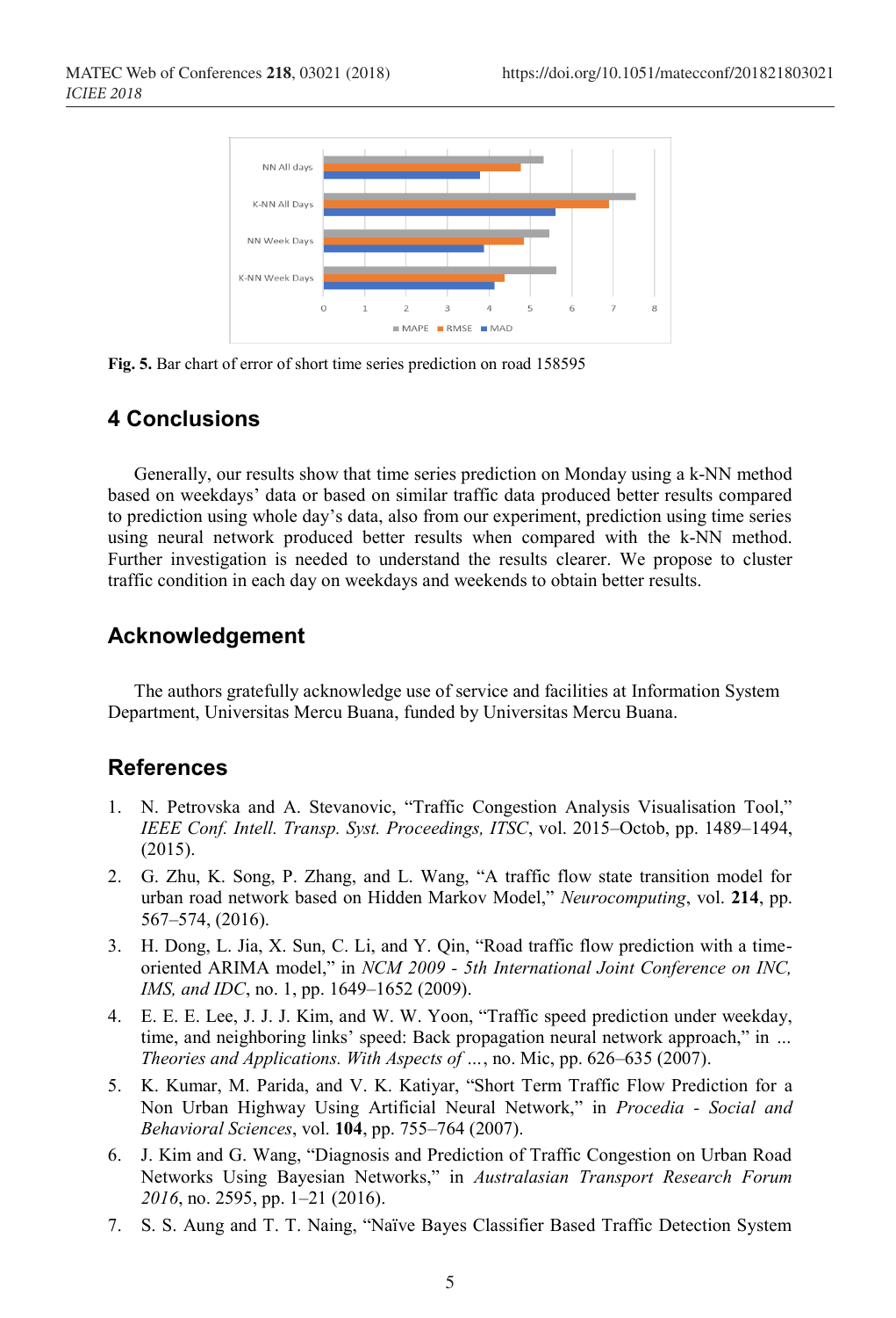NN All days

K-NN All Days

NN Week Days

K-NN Week Days

0 1 2 3 4 5 6 7 8

MAPE RMSE MAD

**Fig. 5.** Bar chart of error of short time series prediction on road 158595

## 4 Conclusions

Generally, our results show that time series prediction on Monday using a k-NN method based on weekdays' data or based on similar traffic data produced better results compared to prediction using whole day's data, also from our experiment, prediction using time series using neural network produced better results when compared with the k-NN method. Further investigation is needed to understand the results clearer. We propose to cluster traffic condition in each day on weekdays and weekends to obtain better results.

## Acknowledgement

The authors gratefully acknowledge use of service and facilities at Information System Department, Universitas Mercu Buana, funded by Universitas Mercu Buana.

## References

1. N. Petrovska and A. Stevanovic, "Traffic Congestion Analysis Visualisation Tool," *IEEE Conf. Intell. Transp. Syst. Proceedings, ITSC*, vol. 2015–Octob, pp. 1489–1494, (2015).
2. G. Zhu, K. Song, P. Zhang, and L. Wang, "A traffic flow state transition model for urban road network based on Hidden Markov Model," *Neurocomputing*, vol. **214**, pp. 567–574, (2016).
3. H. Dong, L. Jia, X. Sun, C. Li, and Y. Qin, "Road traffic flow prediction with a time-oriented ARIMA model," in *NCM 2009 - 5th International Joint Conference on INC, IMS, and IDC*, no. 1, pp. 1649–1652 (2009).
4. E. E. E. Lee, J. J. J. Kim, and W. W. Yoon, "Traffic speed prediction under weekday, time, and neighboring links' speed: Back propagation neural network approach," in ... *Theories and Applications. With Aspects of …*, no. Mic, pp. 626–635 (2007).
5. K. Kumar, M. Parida, and V. K. Katiyar, "Short Term Traffic Flow Prediction for a Non Urban Highway Using Artificial Neural Network," in *Procedia - Social and Behavioral Sciences*, vol. **104**, pp. 755–764 (2007).
6. J. Kim and G. Wang, "Diagnosis and Prediction of Traffic Congestion on Urban Road Networks Using Bayesian Networks," in *Australasian Transport Research Forum 2016*, no. 2595, pp. 1–21 (2016).
7. S. S. Aung and T. T. Naing, "Naïve Bayes Classifier Based Traffic Detection System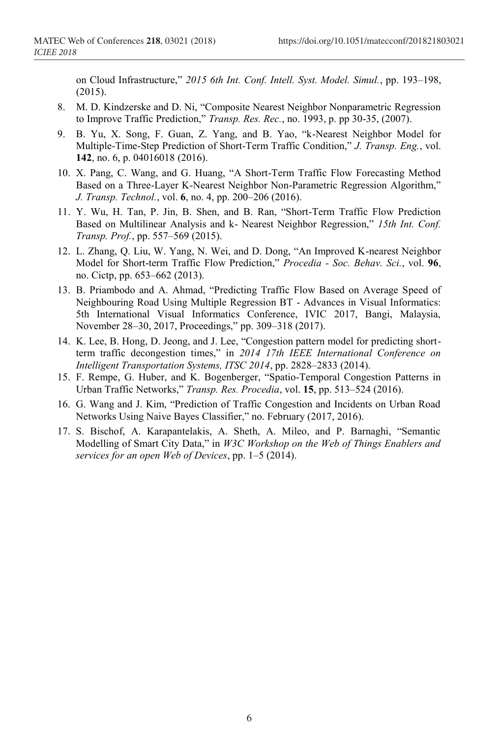on Cloud Infrastructure," *2015 6th Int. Conf. Intell. Syst. Model. Simul.*, pp. 193–198, (2015).

8. M. D. Kindzerske and D. Ni, "Composite Nearest Neighbor Nonparametric Regression to Improve Traffic Prediction," *Transp. Res. Rec.*, no. 1993, p. pp 30-35, (2007).
9. B. Yu, X. Song, F. Guan, Z. Yang, and B. Yao, "k-Nearest Neighbor Model for Multiple-Time-Step Prediction of Short-Term Traffic Condition," *J. Transp. Eng.*, vol. **142**, no. 6, p. 04016018 (2016).
10. X. Pang, C. Wang, and G. Huang, "A Short-Term Traffic Flow Forecasting Method Based on a Three-Layer K-Nearest Neighbor Non-Parametric Regression Algorithm," *J. Transp. Technol.*, vol. **6**, no. 4, pp. 200–206 (2016).
11. Y. Wu, H. Tan, P. Jin, B. Shen, and B. Ran, "Short-Term Traffic Flow Prediction Based on Multilinear Analysis and k- Nearest Neighbor Regression," *15th Int. Conf. Transp. Prof.*, pp. 557–569 (2015).
12. L. Zhang, Q. Liu, W. Yang, N. Wei, and D. Dong, "An Improved K-nearest Neighbor Model for Short-term Traffic Flow Prediction," *Procedia - Soc. Behav. Sci.*, vol. **96**, no. Cictp, pp. 653–662 (2013).
13. B. Priambodo and A. Ahmad, "Predicting Traffic Flow Based on Average Speed of Neighbouring Road Using Multiple Regression BT - Advances in Visual Informatics: 5th International Visual Informatics Conference, IVIC 2017, Bangi, Malaysia, November 28–30, 2017, Proceedings," pp. 309–318 (2017).
14. K. Lee, B. Hong, D. Jeong, and J. Lee, "Congestion pattern model for predicting short-term traffic decongestion times," in *2014 17th IEEE International Conference on Intelligent Transportation Systems, ITSC 2014*, pp. 2828–2833 (2014).
15. F. Rempe, G. Huber, and K. Bogenberger, "Spatio-Temporal Congestion Patterns in Urban Traffic Networks," *Transp. Res. Procedia*, vol. **15**, pp. 513–524 (2016).
16. G. Wang and J. Kim, "Prediction of Traffic Congestion and Incidents on Urban Road Networks Using Naive Bayes Classifier," no. February (2017, 2016).
17. S. Bischof, A. Karapantelakis, A. Sheth, A. Mileo, and P. Barnaghi, "Semantic Modelling of Smart City Data," in *W3C Workshop on the Web of Things Enablers and services for an open Web of Devices*, pp. 1–5 (2014).